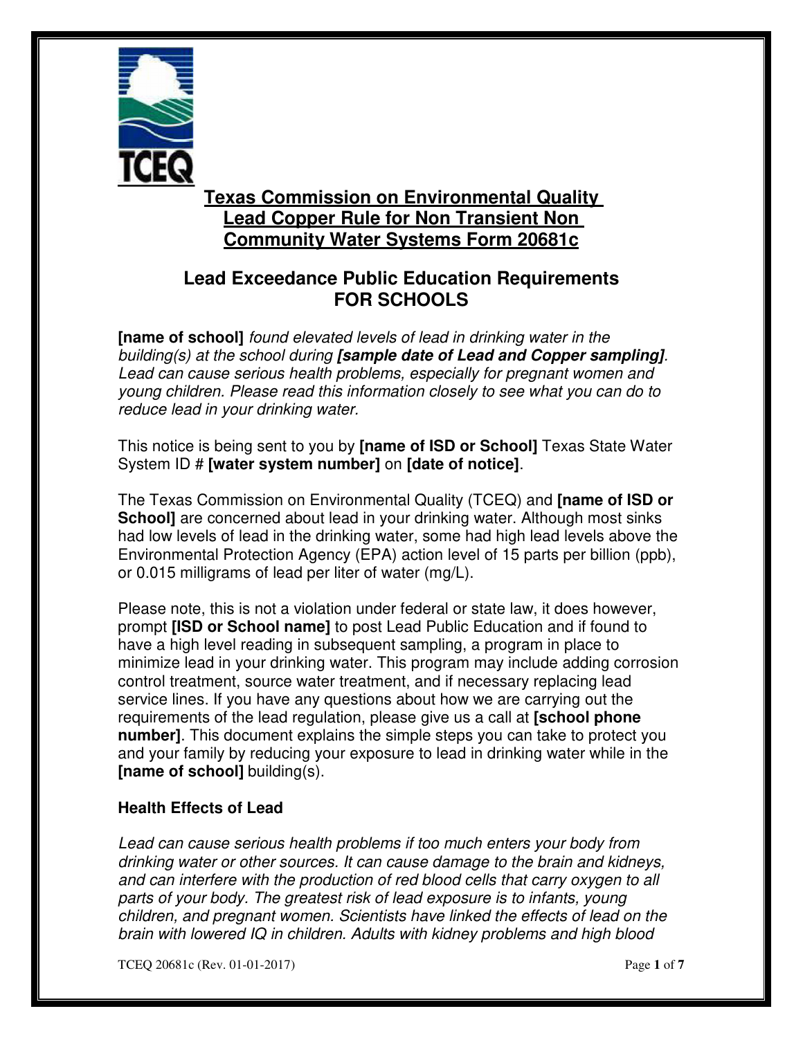# Texas Commission on Environmental Quality Lead Copper Rule for Non Transient Non Community Water Systems Form 20681c

## Lead Exceedance Public Education Requirements FOR SCHOOLS

**[name of school]** *found elevated levels of lead in drinking water in the building(s) at the school during* ***[sample date of Lead and Copper sampling]****. Lead can cause serious health problems, especially for pregnant women and young children. Please read this information closely to see what you can do to reduce lead in your drinking water.*

This notice is being sent to you by **[name of ISD or School]** Texas State Water System ID # **[water system number]** on **[date of notice]**.

The Texas Commission on Environmental Quality (TCEQ) and **[name of ISD or School]** are concerned about lead in your drinking water. Although most sinks had low levels of lead in the drinking water, some had high lead levels above the Environmental Protection Agency (EPA) action level of 15 parts per billion (ppb), or 0.015 milligrams of lead per liter of water (mg/L).

Please note, this is not a violation under federal or state law, it does however, prompt **[ISD or School name]** to post Lead Public Education and if found to have a high level reading in subsequent sampling, a program in place to minimize lead in your drinking water. This program may include adding corrosion control treatment, source water treatment, and if necessary replacing lead service lines. If you have any questions about how we are carrying out the requirements of the lead regulation, please give us a call at **[school phone number]**. This document explains the simple steps you can take to protect you and your family by reducing your exposure to lead in drinking water while in the **[name of school]** building(s).

### Health Effects of Lead

*Lead can cause serious health problems if too much enters your body from drinking water or other sources. It can cause damage to the brain and kidneys, and can interfere with the production of red blood cells that carry oxygen to all parts of your body. The greatest risk of lead exposure is to infants, young children, and pregnant women. Scientists have linked the effects of lead on the brain with lowered IQ in children. Adults with kidney problems and high blood*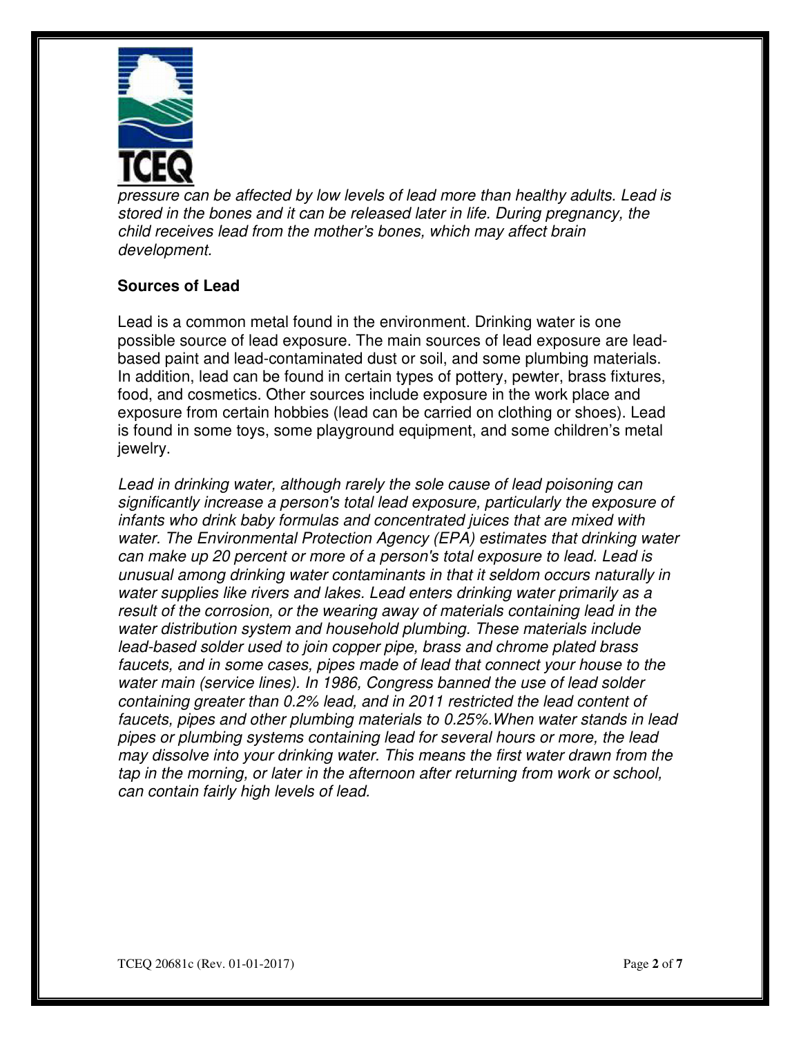*pressure can be affected by low levels of lead more than healthy adults. Lead is stored in the bones and it can be released later in life. During pregnancy, the child receives lead from the mother's bones, which may affect brain development.*

**Sources of Lead**

Lead is a common metal found in the environment. Drinking water is one possible source of lead exposure. The main sources of lead exposure are lead-based paint and lead-contaminated dust or soil, and some plumbing materials. In addition, lead can be found in certain types of pottery, pewter, brass fixtures, food, and cosmetics. Other sources include exposure in the work place and exposure from certain hobbies (lead can be carried on clothing or shoes). Lead is found in some toys, some playground equipment, and some children's metal jewelry.

*Lead in drinking water, although rarely the sole cause of lead poisoning can significantly increase a person's total lead exposure, particularly the exposure of infants who drink baby formulas and concentrated juices that are mixed with water. The Environmental Protection Agency (EPA) estimates that drinking water can make up 20 percent or more of a person's total exposure to lead. Lead is unusual among drinking water contaminants in that it seldom occurs naturally in water supplies like rivers and lakes. Lead enters drinking water primarily as a result of the corrosion, or the wearing away of materials containing lead in the water distribution system and household plumbing. These materials include lead-based solder used to join copper pipe, brass and chrome plated brass faucets, and in some cases, pipes made of lead that connect your house to the water main (service lines). In 1986, Congress banned the use of lead solder containing greater than 0.2% lead, and in 2011 restricted the lead content of faucets, pipes and other plumbing materials to 0.25%.When water stands in lead pipes or plumbing systems containing lead for several hours or more, the lead may dissolve into your drinking water. This means the first water drawn from the tap in the morning, or later in the afternoon after returning from work or school, can contain fairly high levels of lead.*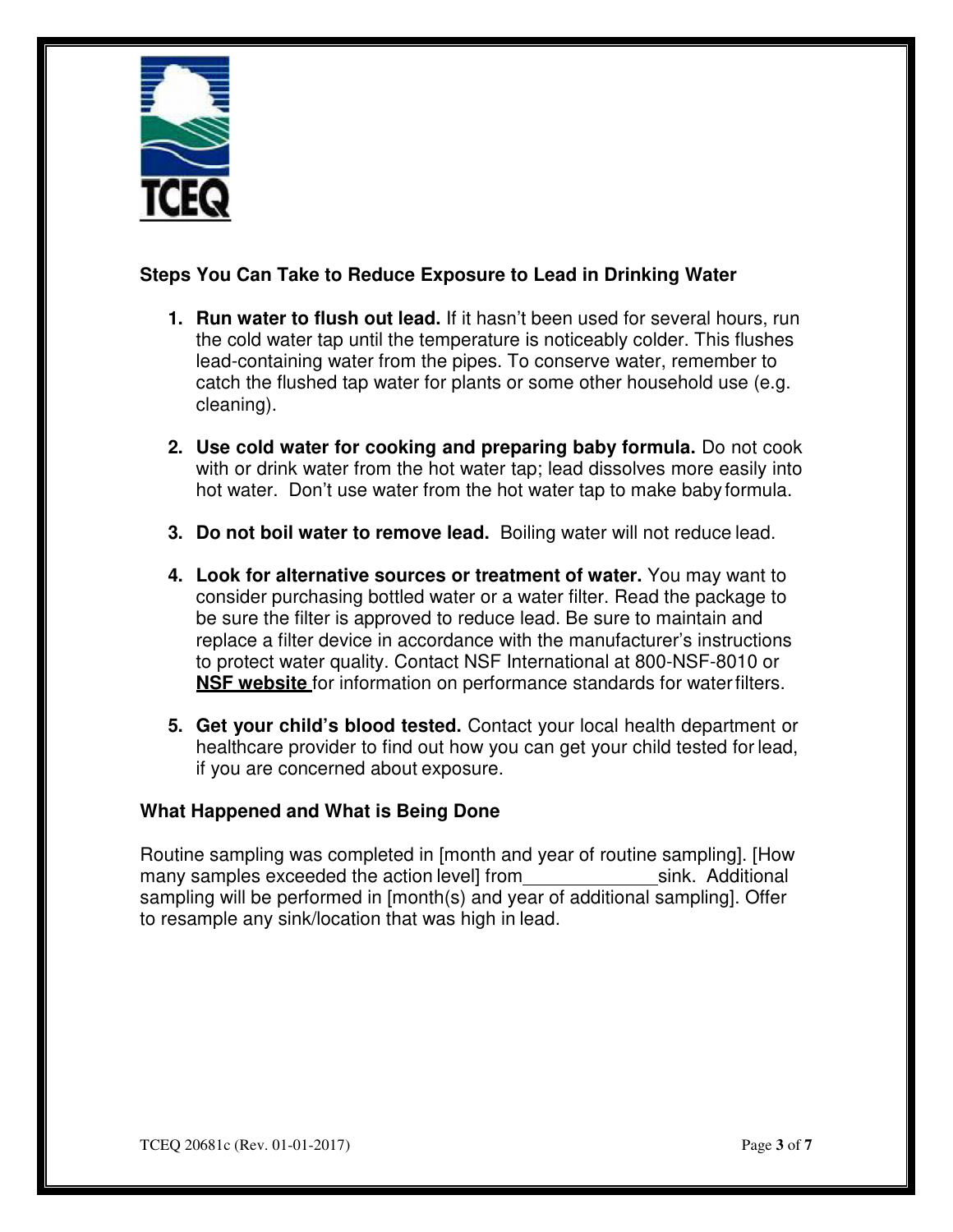### Steps You Can Take to Reduce Exposure to Lead in Drinking Water

1. **Run water to flush out lead.** If it hasn't been used for several hours, run the cold water tap until the temperature is noticeably colder. This flushes lead-containing water from the pipes. To conserve water, remember to catch the flushed tap water for plants or some other household use (e.g. cleaning).

2. **Use cold water for cooking and preparing baby formula.** Do not cook with or drink water from the hot water tap; lead dissolves more easily into hot water. Don't use water from the hot water tap to make baby formula.

3. **Do not boil water to remove lead.** Boiling water will not reduce lead.

4. **Look for alternative sources or treatment of water.** You may want to consider purchasing bottled water or a water filter. Read the package to be sure the filter is approved to reduce lead. Be sure to maintain and replace a filter device in accordance with the manufacturer's instructions to protect water quality. Contact NSF International at 800-NSF-8010 or **NSF website** for information on performance standards for water filters.

5. **Get your child's blood tested.** Contact your local health department or healthcare provider to find out how you can get your child tested for lead, if you are concerned about exposure.

### What Happened and What is Being Done

Routine sampling was completed in [month and year of routine sampling]. [How many samples exceeded the action level] from_____________sink. Additional sampling will be performed in [month(s) and year of additional sampling]. Offer to resample any sink/location that was high in lead.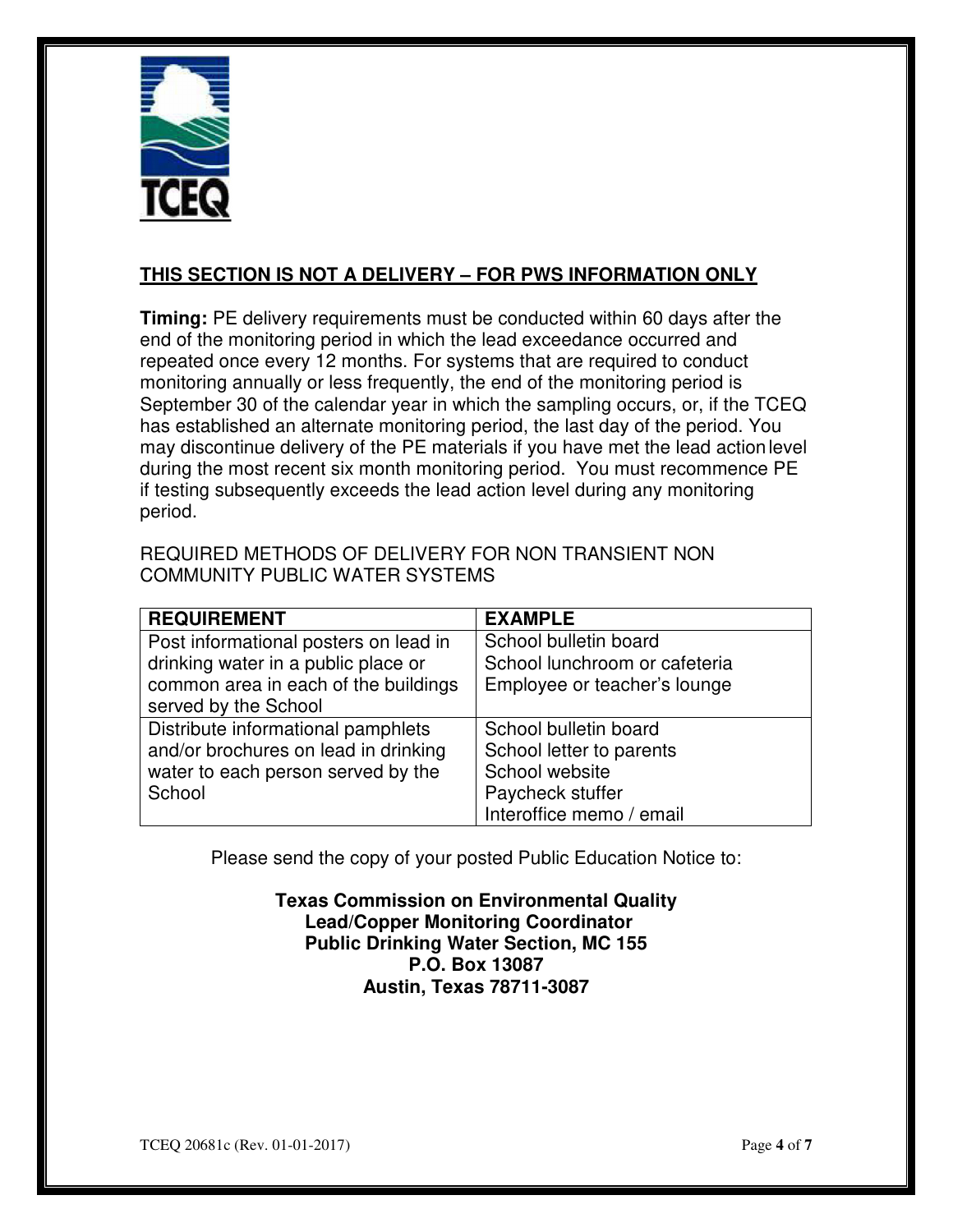**THIS SECTION IS NOT A DELIVERY – FOR PWS INFORMATION ONLY**

**Timing:** PE delivery requirements must be conducted within 60 days after the end of the monitoring period in which the lead exceedance occurred and repeated once every 12 months. For systems that are required to conduct monitoring annually or less frequently, the end of the monitoring period is September 30 of the calendar year in which the sampling occurs, or, if the TCEQ has established an alternate monitoring period, the last day of the period. You may discontinue delivery of the PE materials if you have met the lead action level during the most recent six month monitoring period. You must recommence PE if testing subsequently exceeds the lead action level during any monitoring period.

REQUIRED METHODS OF DELIVERY FOR NON TRANSIENT NON COMMUNITY PUBLIC WATER SYSTEMS

| REQUIREMENT | EXAMPLE |
|---|---|
| Post informational posters on lead in drinking water in a public place or common area in each of the buildings served by the School | School bulletin board<br>School lunchroom or cafeteria<br>Employee or teacher's lounge |
| Distribute informational pamphlets and/or brochures on lead in drinking water to each person served by the School | School bulletin board<br>School letter to parents<br>School website<br>Paycheck stuffer<br>Interoffice memo / email |

Please send the copy of your posted Public Education Notice to:

**Texas Commission on Environmental Quality**
**Lead/Copper Monitoring Coordinator**
**Public Drinking Water Section, MC 155**
**P.O. Box 13087**
**Austin, Texas 78711-3087**

TCEQ 20681c (Rev. 01-01-2017)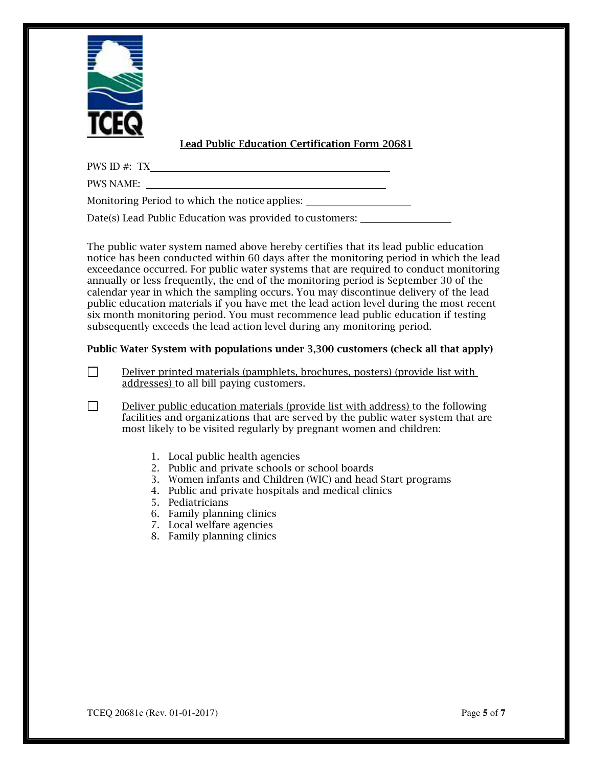## Lead Public Education Certification Form 20681

PWS ID #: TX\_\_\_\_\_\_\_\_\_\_\_\_\_\_\_\_\_\_\_\_\_\_\_\_\_\_\_\_\_\_\_\_\_\_\_\_\_\_\_\_

PWS NAME: \_\_\_\_\_\_\_\_\_\_\_\_\_\_\_\_\_\_\_\_\_\_\_\_\_\_\_\_\_\_\_\_\_\_\_\_\_\_\_\_

Monitoring Period to which the notice applies: \_\_\_\_\_\_\_\_\_\_\_\_\_\_\_\_\_\_

Date(s) Lead Public Education was provided to customers: \_\_\_\_\_\_\_\_\_\_\_\_\_\_\_\_

The public water system named above hereby certifies that its lead public education notice has been conducted within 60 days after the monitoring period in which the lead exceedance occurred. For public water systems that are required to conduct monitoring annually or less frequently, the end of the monitoring period is September 30 of the calendar year in which the sampling occurs. You may discontinue delivery of the lead public education materials if you have met the lead action level during the most recent six month monitoring period. You must recommence lead public education if testing subsequently exceeds the lead action level during any monitoring period.

**Public Water System with populations under 3,300 customers (check all that apply)**

- ☐ Deliver printed materials (pamphlets, brochures, posters) (provide list with addresses) to all bill paying customers.
- ☐ Deliver public education materials (provide list with address) to the following facilities and organizations that are served by the public water system that are most likely to be visited regularly by pregnant women and children:

    1. Local public health agencies
    2. Public and private schools or school boards
    3. Women infants and Children (WIC) and head Start programs
    4. Public and private hospitals and medical clinics
    5. Pediatricians
    6. Family planning clinics
    7. Local welfare agencies
    8. Family planning clinics

TCEQ 20681c (Rev. 01-01-2017)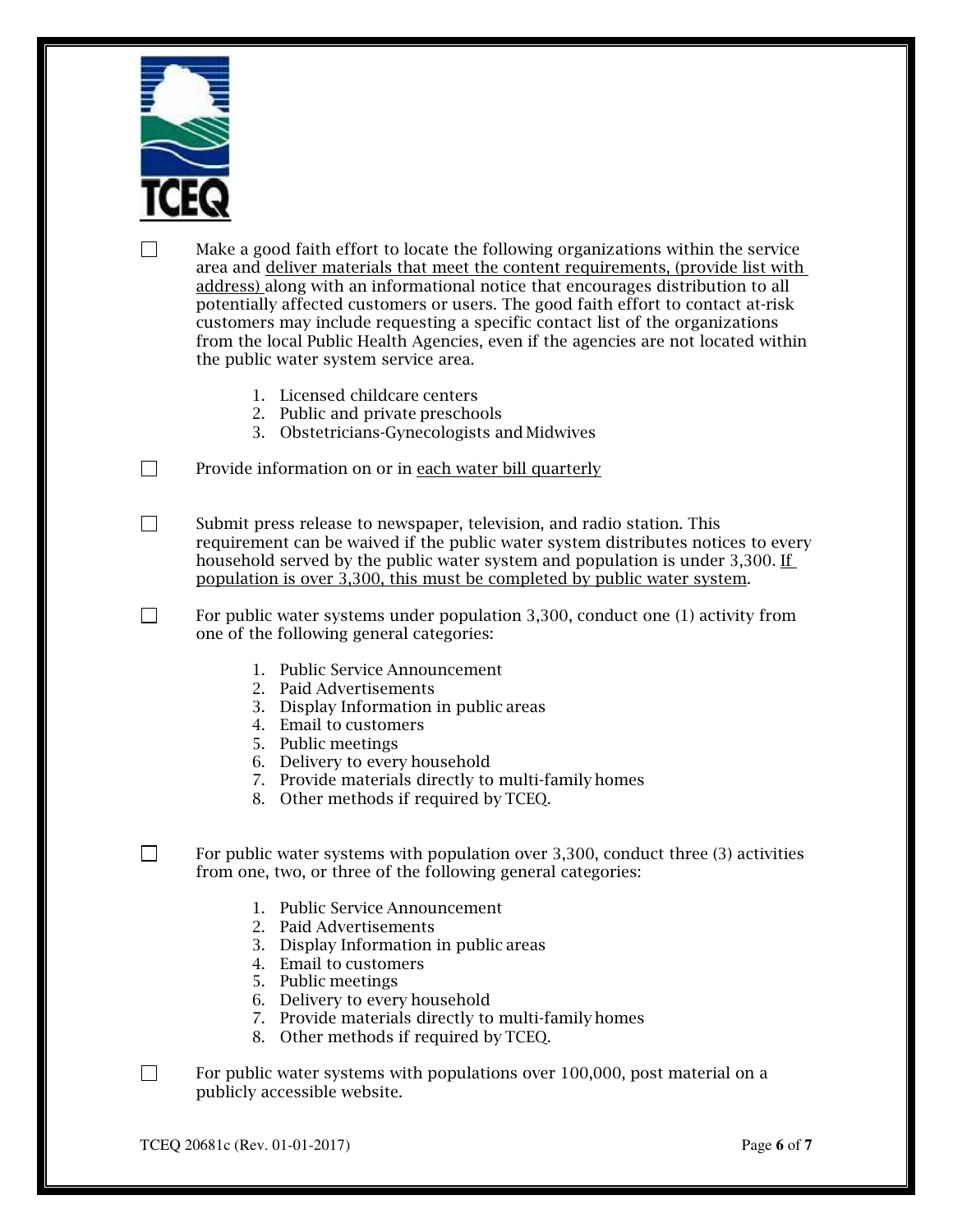- [ ] Make a good faith effort to locate the following organizations within the service area and deliver materials that meet the content requirements, (provide list with address) along with an informational notice that encourages distribution to all potentially affected customers or users. The good faith effort to contact at-risk customers may include requesting a specific contact list of the organizations from the local Public Health Agencies, even if the agencies are not located within the public water system service area.

    1. Licensed childcare centers
    2. Public and private preschools
    3. Obstetricians-Gynecologists and Midwives

- [ ] Provide information on or in each water bill quarterly

- [ ] Submit press release to newspaper, television, and radio station. This requirement can be waived if the public water system distributes notices to every household served by the public water system and population is under 3,300. If population is over 3,300, this must be completed by public water system.

- [ ] For public water systems under population 3,300, conduct one (1) activity from one of the following general categories:

    1. Public Service Announcement
    2. Paid Advertisements
    3. Display Information in public areas
    4. Email to customers
    5. Public meetings
    6. Delivery to every household
    7. Provide materials directly to multi-family homes
    8. Other methods if required by TCEQ.

- [ ] For public water systems with population over 3,300, conduct three (3) activities from one, two, or three of the following general categories:

    1. Public Service Announcement
    2. Paid Advertisements
    3. Display Information in public areas
    4. Email to customers
    5. Public meetings
    6. Delivery to every household
    7. Provide materials directly to multi-family homes
    8. Other methods if required by TCEQ.

- [ ] For public water systems with populations over 100,000, post material on a publicly accessible website.

TCEQ 20681c (Rev. 01-01-2017)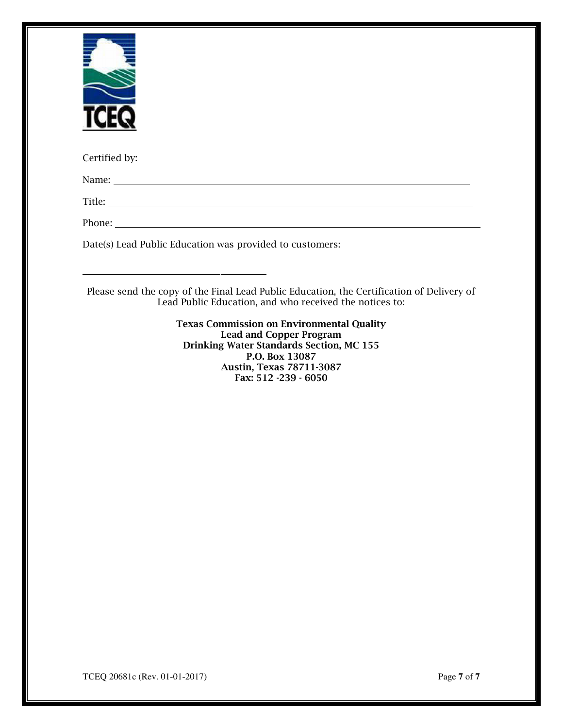TCEQ

Certified by:

Name: ______________________________________________________________

Title: ______________________________________________________________

Phone: ______________________________________________________________

Date(s) Lead Public Education was provided to customers:

______________________________

Please send the copy of the Final Lead Public Education, the Certification of Delivery of Lead Public Education, and who received the notices to:

**Texas Commission on Environmental Quality**
**Lead and Copper Program**
**Drinking Water Standards Section, MC 155**
**P.O. Box 13087**
**Austin, Texas 78711-3087**
**Fax: 512 -239 - 6050**

TCEQ 20681c (Rev. 01-01-2017)